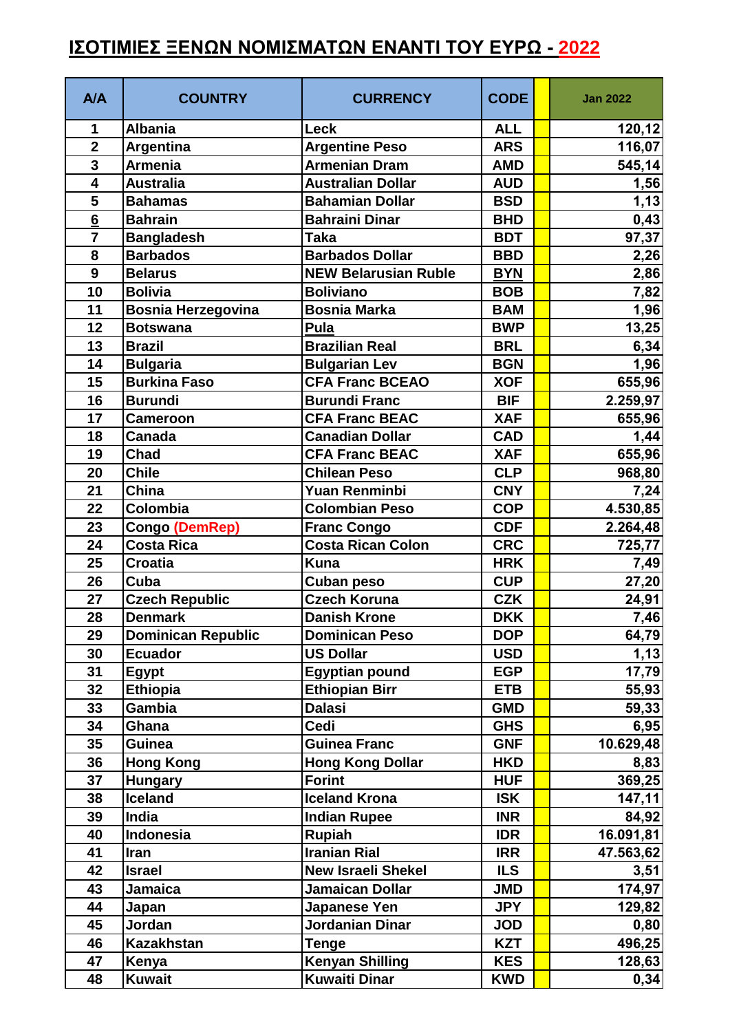# ΙΣΟΤΙΜΙΕΣ ΞΕΝΩΝ ΝΟΜΙΣΜΑΤΩΝ ΕΝΑΝΤΙ ΤΟΥ ΕΥΡΩ - 2022

| A/A | COUNTRY | CURRENCY | CODE | | Jan 2022 |
|---|---|---|---|---|---|
| 1 | Albania | Leck | ALL | | 120,12 |
| 2 | Argentina | Argentine Peso | ARS | | 116,07 |
| 3 | Armenia | Armenian Dram | AMD | | 545,14 |
| 4 | Australia | Australian Dollar | AUD | | 1,56 |
| 5 | Bahamas | Bahamian Dollar | BSD | | 1,13 |
| 6 | Bahrain | Bahraini Dinar | BHD | | 0,43 |
| 7 | Bangladesh | Taka | BDT | | 97,37 |
| 8 | Barbados | Barbados Dollar | BBD | | 2,26 |
| 9 | Belarus | NEW Belarusian Ruble | BYN | | 2,86 |
| 10 | Bolivia | Boliviano | BOB | | 7,82 |
| 11 | Bosnia Herzegovina | Bosnia Marka | BAM | | 1,96 |
| 12 | Botswana | Pula | BWP | | 13,25 |
| 13 | Brazil | Brazilian Real | BRL | | 6,34 |
| 14 | Bulgaria | Bulgarian Lev | BGN | | 1,96 |
| 15 | Burkina Faso | CFA Franc BCEAO | XOF | | 655,96 |
| 16 | Burundi | Burundi Franc | BIF | | 2.259,97 |
| 17 | Cameroon | CFA Franc BEAC | XAF | | 655,96 |
| 18 | Canada | Canadian Dollar | CAD | | 1,44 |
| 19 | Chad | CFA Franc BEAC | XAF | | 655,96 |
| 20 | Chile | Chilean Peso | CLP | | 968,80 |
| 21 | China | Yuan Renminbi | CNY | | 7,24 |
| 22 | Colombia | Colombian Peso | COP | | 4.530,85 |
| 23 | Congo (DemRep) | Franc Congo | CDF | | 2.264,48 |
| 24 | Costa Rica | Costa Rican Colon | CRC | | 725,77 |
| 25 | Croatia | Kuna | HRK | | 7,49 |
| 26 | Cuba | Cuban peso | CUP | | 27,20 |
| 27 | Czech Republic | Czech Koruna | CZK | | 24,91 |
| 28 | Denmark | Danish Krone | DKK | | 7,46 |
| 29 | Dominican Republic | Dominican Peso | DOP | | 64,79 |
| 30 | Ecuador | US Dollar | USD | | 1,13 |
| 31 | Egypt | Egyptian pound | EGP | | 17,79 |
| 32 | Ethiopia | Ethiopian Birr | ETB | | 55,93 |
| 33 | Gambia | Dalasi | GMD | | 59,33 |
| 34 | Ghana | Cedi | GHS | | 6,95 |
| 35 | Guinea | Guinea Franc | GNF | | 10.629,48 |
| 36 | Hong Kong | Hong Kong Dollar | HKD | | 8,83 |
| 37 | Hungary | Forint | HUF | | 369,25 |
| 38 | Iceland | Iceland Krona | ISK | | 147,11 |
| 39 | India | Indian Rupee | INR | | 84,92 |
| 40 | Indonesia | Rupiah | IDR | | 16.091,81 |
| 41 | Iran | Iranian Rial | IRR | | 47.563,62 |
| 42 | Israel | New Israeli Shekel | ILS | | 3,51 |
| 43 | Jamaica | Jamaican Dollar | JMD | | 174,97 |
| 44 | Japan | Japanese Yen | JPY | | 129,82 |
| 45 | Jordan | Jordanian Dinar | JOD | | 0,80 |
| 46 | Kazakhstan | Tenge | KZT | | 496,25 |
| 47 | Kenya | Kenyan Shilling | KES | | 128,63 |
| 48 | Kuwait | Kuwaiti Dinar | KWD | | 0,34 |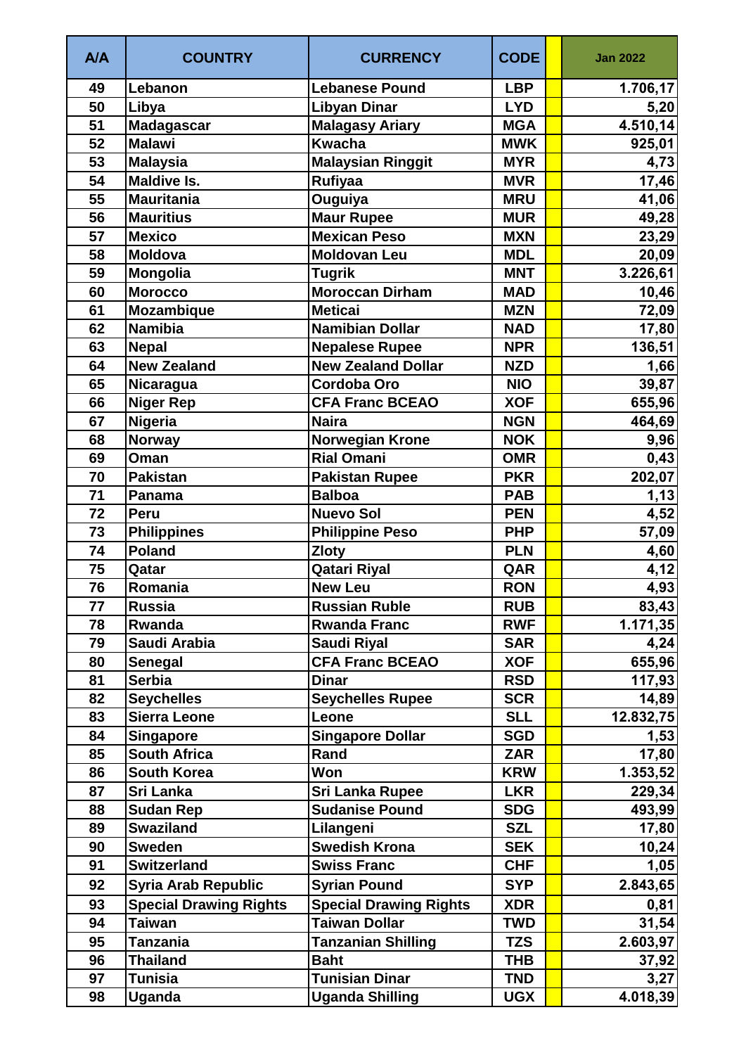| A/A | COUNTRY | CURRENCY | CODE | | Jan 2022 |
|---|---|---|---|---|---|
| 49 | Lebanon | Lebanese Pound | LBP | | 1.706,17 |
| 50 | Libya | Libyan Dinar | LYD | | 5,20 |
| 51 | Madagascar | Malagasy Ariary | MGA | | 4.510,14 |
| 52 | Malawi | Kwacha | MWK | | 925,01 |
| 53 | Malaysia | Malaysian Ringgit | MYR | | 4,73 |
| 54 | Maldive Is. | Rufiyaa | MVR | | 17,46 |
| 55 | Mauritania | Ouguiya | MRU | | 41,06 |
| 56 | Mauritius | Maur Rupee | MUR | | 49,28 |
| 57 | Mexico | Mexican Peso | MXN | | 23,29 |
| 58 | Moldova | Moldovan Leu | MDL | | 20,09 |
| 59 | Mongolia | Tugrik | MNT | | 3.226,61 |
| 60 | Morocco | Moroccan Dirham | MAD | | 10,46 |
| 61 | Mozambique | Meticai | MZN | | 72,09 |
| 62 | Namibia | Namibian Dollar | NAD | | 17,80 |
| 63 | Nepal | Nepalese Rupee | NPR | | 136,51 |
| 64 | New Zealand | New Zealand Dollar | NZD | | 1,66 |
| 65 | Nicaragua | Cordoba Oro | NIO | | 39,87 |
| 66 | Niger Rep | CFA Franc BCEAO | XOF | | 655,96 |
| 67 | Nigeria | Naira | NGN | | 464,69 |
| 68 | Norway | Norwegian Krone | NOK | | 9,96 |
| 69 | Oman | Rial Omani | OMR | | 0,43 |
| 70 | Pakistan | Pakistan Rupee | PKR | | 202,07 |
| 71 | Panama | Balboa | PAB | | 1,13 |
| 72 | Peru | Nuevo Sol | PEN | | 4,52 |
| 73 | Philippines | Philippine Peso | PHP | | 57,09 |
| 74 | Poland | Zloty | PLN | | 4,60 |
| 75 | Qatar | Qatari Riyal | QAR | | 4,12 |
| 76 | Romania | New Leu | RON | | 4,93 |
| 77 | Russia | Russian Ruble | RUB | | 83,43 |
| 78 | Rwanda | Rwanda Franc | RWF | | 1.171,35 |
| 79 | Saudi Arabia | Saudi Riyal | SAR | | 4,24 |
| 80 | Senegal | CFA Franc BCEAO | XOF | | 655,96 |
| 81 | Serbia | Dinar | RSD | | 117,93 |
| 82 | Seychelles | Seychelles Rupee | SCR | | 14,89 |
| 83 | Sierra Leone | Leone | SLL | | 12.832,75 |
| 84 | Singapore | Singapore Dollar | SGD | | 1,53 |
| 85 | South Africa | Rand | ZAR | | 17,80 |
| 86 | South Korea | Won | KRW | | 1.353,52 |
| 87 | Sri Lanka | Sri Lanka Rupee | LKR | | 229,34 |
| 88 | Sudan Rep | Sudanise Pound | SDG | | 493,99 |
| 89 | Swaziland | Lilangeni | SZL | | 17,80 |
| 90 | Sweden | Swedish Krona | SEK | | 10,24 |
| 91 | Switzerland | Swiss Franc | CHF | | 1,05 |
| 92 | Syria Arab Republic | Syrian Pound | SYP | | 2.843,65 |
| 93 | Special Drawing Rights | Special Drawing Rights | XDR | | 0,81 |
| 94 | Taiwan | Taiwan Dollar | TWD | | 31,54 |
| 95 | Tanzania | Tanzanian Shilling | TZS | | 2.603,97 |
| 96 | Thailand | Baht | THB | | 37,92 |
| 97 | Tunisia | Tunisian Dinar | TND | | 3,27 |
| 98 | Uganda | Uganda Shilling | UGX | | 4.018,39 |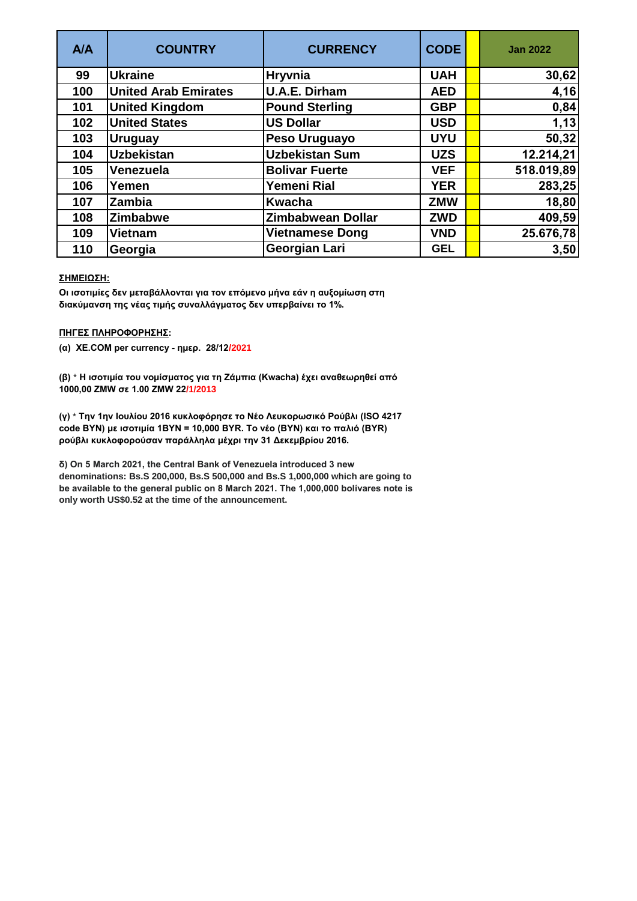| A/A | COUNTRY | CURRENCY | CODE | | Jan 2022 |
|---|---|---|---|---|---|
| 99 | Ukraine | Hryvnia | UAH | | 30,62 |
| 100 | United Arab Emirates | U.A.E. Dirham | AED | | 4,16 |
| 101 | United Kingdom | Pound Sterling | GBP | | 0,84 |
| 102 | United States | US Dollar | USD | | 1,13 |
| 103 | Uruguay | Peso Uruguayo | UYU | | 50,32 |
| 104 | Uzbekistan | Uzbekistan Sum | UZS | | 12.214,21 |
| 105 | Venezuela | Bolivar Fuerte | VEF | | 518.019,89 |
| 106 | Yemen | Yemeni Rial | YER | | 283,25 |
| 107 | Zambia | Kwacha | ZMW | | 18,80 |
| 108 | Zimbabwe | Zimbabwean Dollar | ZWD | | 409,59 |
| 109 | Vietnam | Vietnamese Dong | VND | | 25.676,78 |
| 110 | Georgia | Georgian Lari | GEL | | 3,50 |

**ΣΗΜΕΙΩΣΗ:**

**Οι ισοτιμίες δεν μεταβάλλονται για τον επόμενο μήνα εάν η αυξομίωση στη διακύμανση της νέας τιμής συναλλάγματος δεν υπερβαίνει το 1%.**

**ΠΗΓΕΣ ΠΛΗΡΟΦΟΡΗΣΗΣ:**

**(α) XE.COM per currency - ημερ. 28/12/2021**

**(β) * Η ισοτιμία του νομίσματος για τη Ζάμπια (Kwacha) έχει αναθεωρηθεί από 1000,00 ZMW σε 1.00 ZMW 22/1/2013**

**(γ) * Την 1ην Ιουλίου 2016 κυκλοφόρησε το Νέο Λευκορωσικό Ρούβλι (ISO 4217 code BYN) με ισοτιμία 1BYN = 10,000 BYR. Το νέο (BYN) και το παλιό (BYR) ρούβλι κυκλοφορούσαν παράλληλα μέχρι την 31 Δεκεμβρίου 2016.**

**δ) On 5 March 2021, the Central Bank of Venezuela introduced 3 new denominations: Bs.S 200,000, Bs.S 500,000 and Bs.S 1,000,000 which are going to be available to the general public on 8 March 2021. The 1,000,000 bolívares note is only worth US$0.52 at the time of the announcement.**